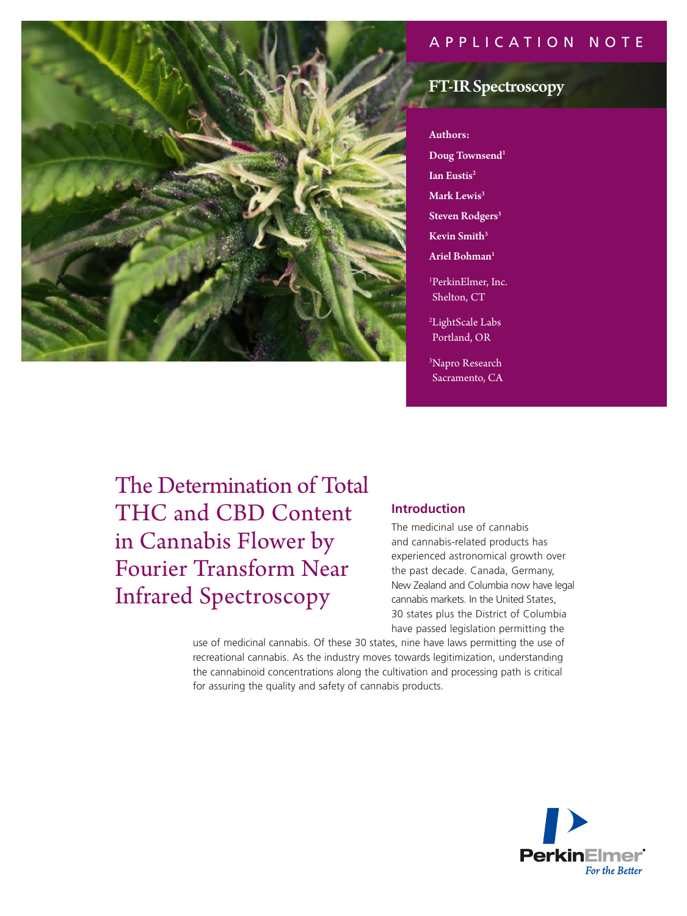APPLICATION NOTE

FT-IR Spectroscopy

**Authors:**

**Doug Townsend**[1]

**Ian Eustis**[2]

**Mark Lewis**[3]

**Steven Rodgers**[3]

**Kevin Smith**[3]

**Ariel Bohman**[1]

[1]PerkinElmer, Inc.
Shelton, CT

[2]LightScale Labs
Portland, OR

[3]Napro Research
Sacramento, CA

# The Determination of Total THC and CBD Content in Cannabis Flower by Fourier Transform Near Infrared Spectroscopy

## Introduction

The medicinal use of cannabis and cannabis-related products has experienced astronomical growth over the past decade. Canada, Germany, New Zealand and Columbia now have legal cannabis markets. In the United States, 30 states plus the District of Columbia have passed legislation permitting the use of medicinal cannabis. Of these 30 states, nine have laws permitting the use of recreational cannabis. As the industry moves towards legitimization, understanding the cannabinoid concentrations along the cultivation and processing path is critical for assuring the quality and safety of cannabis products.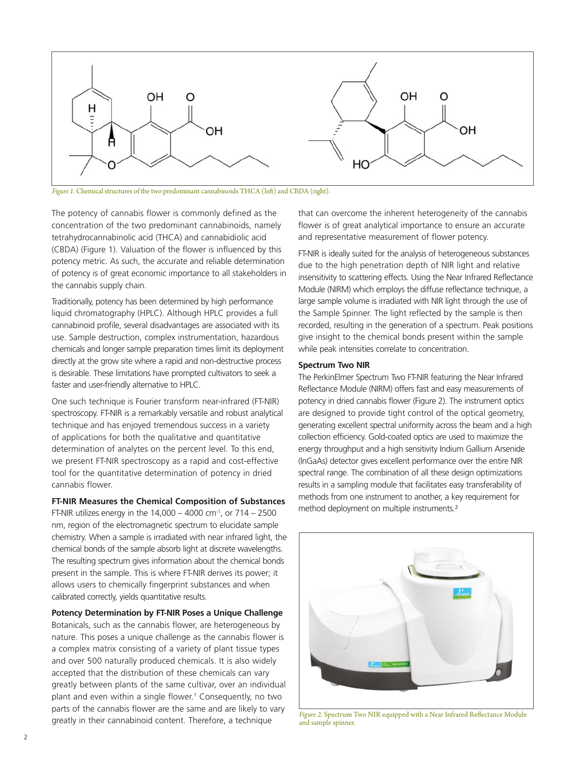*Figure 1.* Chemical structures of the two predominant cannabinoids THCA (left) and CBDA (right).

The potency of cannabis flower is commonly defined as the concentration of the two predominant cannabinoids, namely tetrahydrocannabinolic acid (THCA) and cannabidiolic acid (CBDA) (Figure 1). Valuation of the flower is influenced by this potency metric. As such, the accurate and reliable determination of potency is of great economic importance to all stakeholders in the cannabis supply chain.

Traditionally, potency has been determined by high performance liquid chromatography (HPLC). Although HPLC provides a full cannabinoid profile, several disadvantages are associated with its use. Sample destruction, complex instrumentation, hazardous chemicals and longer sample preparation times limit its deployment directly at the grow site where a rapid and non-destructive process is desirable. These limitations have prompted cultivators to seek a faster and user-friendly alternative to HPLC.

One such technique is Fourier transform near-infrared (FT-NIR) spectroscopy. FT-NIR is a remarkably versatile and robust analytical technique and has enjoyed tremendous success in a variety of applications for both the qualitative and quantitative determination of analytes on the percent level. To this end, we present FT-NIR spectroscopy as a rapid and cost-effective tool for the quantitative determination of potency in dried cannabis flower.

**FT-NIR Measures the Chemical Composition of Substances**

FT-NIR utilizes energy in the 14,000 – 4000 $cm^{-1}$, or 714 – 2500 nm, region of the electromagnetic spectrum to elucidate sample chemistry. When a sample is irradiated with near infrared light, the chemical bonds of the sample absorb light at discrete wavelengths. The resulting spectrum gives information about the chemical bonds present in the sample. This is where FT-NIR derives its power; it allows users to chemically fingerprint substances and when calibrated correctly, yields quantitative results.

**Potency Determination by FT-NIR Poses a Unique Challenge**

Botanicals, such as the cannabis flower, are heterogeneous by nature. This poses a unique challenge as the cannabis flower is a complex matrix consisting of a variety of plant tissue types and over 500 naturally produced chemicals. It is also widely accepted that the distribution of these chemicals can vary greatly between plants of the same cultivar, over an individual plant and even within a single flower.[1] Consequently, no two parts of the cannabis flower are the same and are likely to vary greatly in their cannabinoid content. Therefore, a technique that can overcome the inherent heterogeneity of the cannabis flower is of great analytical importance to ensure an accurate and representative measurement of flower potency.

FT-NIR is ideally suited for the analysis of heterogeneous substances due to the high penetration depth of NIR light and relative insensitivity to scattering effects. Using the Near Infrared Reflectance Module (NIRM) which employs the diffuse reflectance technique, a large sample volume is irradiated with NIR light through the use of the Sample Spinner. The light reflected by the sample is then recorded, resulting in the generation of a spectrum. Peak positions give insight to the chemical bonds present within the sample while peak intensities correlate to concentration.

**Spectrum Two NIR**

The PerkinElmer Spectrum Two FT-NIR featuring the Near Infrared Reflectance Module (NIRM) offers fast and easy measurements of potency in dried cannabis flower (Figure 2). The instrument optics are designed to provide tight control of the optical geometry, generating excellent spectral uniformity across the beam and a high collection efficiency. Gold-coated optics are used to maximize the energy throughput and a high sensitivity Indium Gallium Arsenide (InGaAs) detector gives excellent performance over the entire NIR spectral range. The combination of all these design optimizations results in a sampling module that facilitates easy transferability of methods from one instrument to another, a key requirement for method deployment on multiple instruments.[2]

*Figure 2.* Spectrum Two NIR equipped with a Near Infrared Reflectance Module and sample spinner.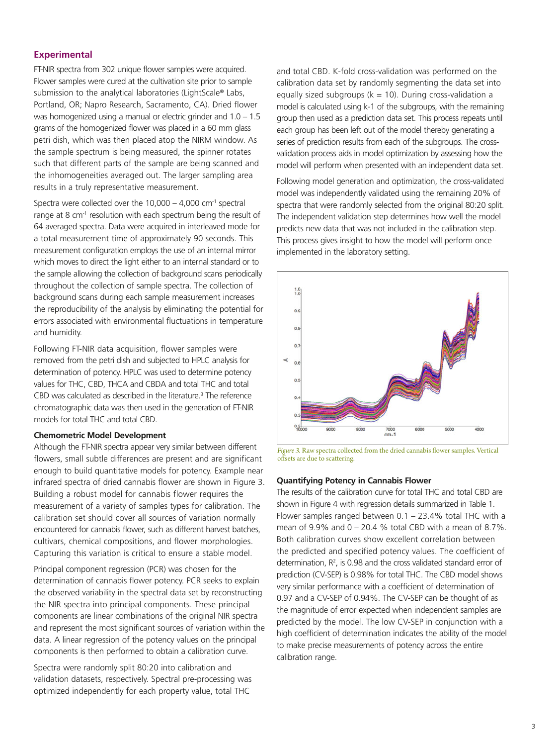## Experimental

FT-NIR spectra from 302 unique flower samples were acquired. Flower samples were cured at the cultivation site prior to sample submission to the analytical laboratories (LightScale® Labs, Portland, OR; Napro Research, Sacramento, CA). Dried flower was homogenized using a manual or electric grinder and 1.0 – 1.5 grams of the homogenized flower was placed in a 60 mm glass petri dish, which was then placed atop the NIRM window. As the sample spectrum is being measured, the spinner rotates such that different parts of the sample are being scanned and the inhomogeneities averaged out. The larger sampling area results in a truly representative measurement.

Spectra were collected over the 10,000 – 4,000 $cm^{-1}$ spectral range at 8 $cm^{-1}$ resolution with each spectrum being the result of 64 averaged spectra. Data were acquired in interleaved mode for a total measurement time of approximately 90 seconds. This measurement configuration employs the use of an internal mirror which moves to direct the light either to an internal standard or to the sample allowing the collection of background scans periodically throughout the collection of sample spectra. The collection of background scans during each sample measurement increases the reproducibility of the analysis by eliminating the potential for errors associated with environmental fluctuations in temperature and humidity.

Following FT-NIR data acquisition, flower samples were removed from the petri dish and subjected to HPLC analysis for determination of potency. HPLC was used to determine potency values for THC, CBD, THCA and CBDA and total THC and total CBD was calculated as described in the literature.[3] The reference chromatographic data was then used in the generation of FT-NIR models for total THC and total CBD.

### Chemometric Model Development

Although the FT-NIR spectra appear very similar between different flowers, small subtle differences are present and are significant enough to build quantitative models for potency. Example near infrared spectra of dried cannabis flower are shown in Figure 3. Building a robust model for cannabis flower requires the measurement of a variety of samples types for calibration. The calibration set should cover all sources of variation normally encountered for cannabis flower, such as different harvest batches, cultivars, chemical compositions, and flower morphologies. Capturing this variation is critical to ensure a stable model.

Principal component regression (PCR) was chosen for the determination of cannabis flower potency. PCR seeks to explain the observed variability in the spectral data set by reconstructing the NIR spectra into principal components. These principal components are linear combinations of the original NIR spectra and represent the most significant sources of variation within the data. A linear regression of the potency values on the principal components is then performed to obtain a calibration curve.

Spectra were randomly split 80:20 into calibration and validation datasets, respectively. Spectral pre-processing was optimized independently for each property value, total THC and total CBD. K-fold cross-validation was performed on the calibration data set by randomly segmenting the data set into equally sized subgroups (k = 10). During cross-validation a model is calculated using k-1 of the subgroups, with the remaining group then used as a prediction data set. This process repeats until each group has been left out of the model thereby generating a series of prediction results from each of the subgroups. The cross-validation process aids in model optimization by assessing how the model will perform when presented with an independent data set.

Following model generation and optimization, the cross-validated model was independently validated using the remaining 20% of spectra that were randomly selected from the original 80:20 split. The independent validation step determines how well the model predicts new data that was not included in the calibration step. This process gives insight to how the model will perform once implemented in the laboratory setting.

*Figure 3.* Raw spectra collected from the dried cannabis flower samples. Vertical offsets are due to scattering.

### Quantifying Potency in Cannabis Flower

The results of the calibration curve for total THC and total CBD are shown in Figure 4 with regression details summarized in Table 1. Flower samples ranged between 0.1 – 23.4% total THC with a mean of 9.9% and 0 – 20.4 % total CBD with a mean of 8.7%. Both calibration curves show excellent correlation between the predicted and specified potency values. The coefficient of determination, $R^2$, is 0.98 and the cross validated standard error of prediction (CV-SEP) is 0.98% for total THC. The CBD model shows very similar performance with a coefficient of determination of 0.97 and a CV-SEP of 0.94%. The CV-SEP can be thought of as the magnitude of error expected when independent samples are predicted by the model. The low CV-SEP in conjunction with a high coefficient of determination indicates the ability of the model to make precise measurements of potency across the entire calibration range.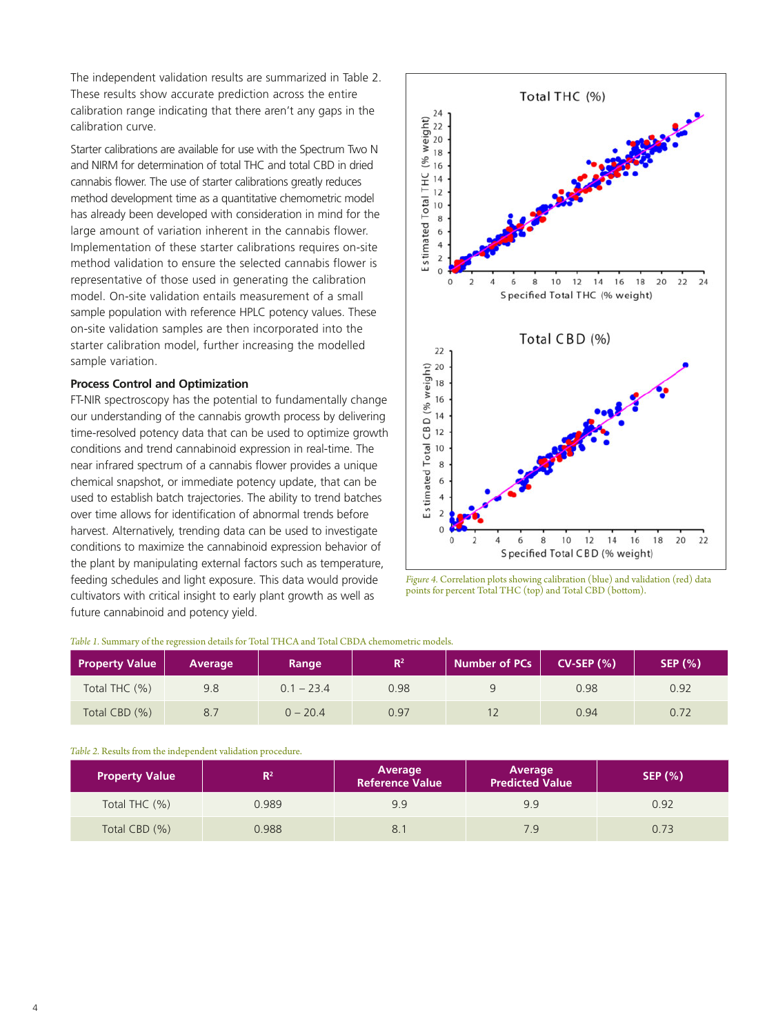The independent validation results are summarized in Table 2. These results show accurate prediction across the entire calibration range indicating that there aren't any gaps in the calibration curve.

Starter calibrations are available for use with the Spectrum Two N and NIRM for determination of total THC and total CBD in dried cannabis flower. The use of starter calibrations greatly reduces method development time as a quantitative chemometric model has already been developed with consideration in mind for the large amount of variation inherent in the cannabis flower. Implementation of these starter calibrations requires on-site method validation to ensure the selected cannabis flower is representative of those used in generating the calibration model. On-site validation entails measurement of a small sample population with reference HPLC potency values. These on-site validation samples are then incorporated into the starter calibration model, further increasing the modelled sample variation.

### Process Control and Optimization

FT-NIR spectroscopy has the potential to fundamentally change our understanding of the cannabis growth process by delivering time-resolved potency data that can be used to optimize growth conditions and trend cannabinoid expression in real-time. The near infrared spectrum of a cannabis flower provides a unique chemical snapshot, or immediate potency update, that can be used to establish batch trajectories. The ability to trend batches over time allows for identification of abnormal trends before harvest. Alternatively, trending data can be used to investigate conditions to maximize the cannabinoid expression behavior of the plant by manipulating external factors such as temperature, feeding schedules and light exposure. This data would provide cultivators with critical insight to early plant growth as well as future cannabinoid and potency yield.

*Figure 4.* Correlation plots showing calibration (blue) and validation (red) data points for percent Total THC (top) and Total CBD (bottom).

*Table 1.* Summary of the regression details for Total THCA and Total CBDA chemometric models.

| Property Value | Average | Range | $R^2$ | Number of PCs | CV-SEP (%) | SEP (%) |
|---|---|---|---|---|---|---|
| Total THC (%) | 9.8 | 0.1 – 23.4 | 0.98 | 9 | 0.98 | 0.92 |
| Total CBD (%) | 8.7 | 0 – 20.4 | 0.97 | 12 | 0.94 | 0.72 |

*Table 2.* Results from the independent validation procedure.

| Property Value | $R^2$ | Average Reference Value | Average Predicted Value | SEP (%) |
|---|---|---|---|---|
| Total THC (%) | 0.989 | 9.9 | 9.9 | 0.92 |
| Total CBD (%) | 0.988 | 8.1 | 7.9 | 0.73 |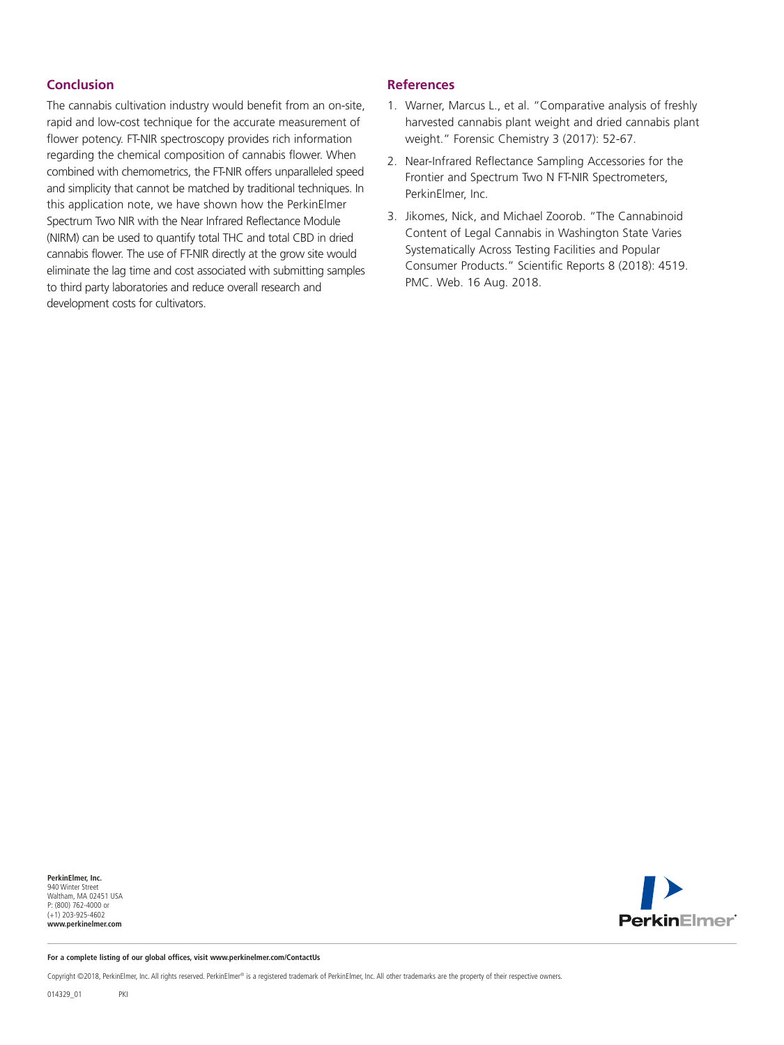## Conclusion

The cannabis cultivation industry would benefit from an on-site, rapid and low-cost technique for the accurate measurement of flower potency. FT-NIR spectroscopy provides rich information regarding the chemical composition of cannabis flower. When combined with chemometrics, the FT-NIR offers unparalleled speed and simplicity that cannot be matched by traditional techniques. In this application note, we have shown how the PerkinElmer Spectrum Two NIR with the Near Infrared Reflectance Module (NIRM) can be used to quantify total THC and total CBD in dried cannabis flower. The use of FT-NIR directly at the grow site would eliminate the lag time and cost associated with submitting samples to third party laboratories and reduce overall research and development costs for cultivators.

## References

1. Warner, Marcus L., et al. "Comparative analysis of freshly harvested cannabis plant weight and dried cannabis plant weight." Forensic Chemistry 3 (2017): 52-67.
2. Near-Infrared Reflectance Sampling Accessories for the Frontier and Spectrum Two N FT-NIR Spectrometers, PerkinElmer, Inc.
3. Jikomes, Nick, and Michael Zoorob. "The Cannabinoid Content of Legal Cannabis in Washington State Varies Systematically Across Testing Facilities and Popular Consumer Products." Scientific Reports 8 (2018): 4519. PMC. Web. 16 Aug. 2018.

**PerkinElmer, Inc.**
940 Winter Street
Waltham, MA 02451 USA
P: (800) 762-4000 or
(+1) 203-925-4602
**www.perkinelmer.com**

**For a complete listing of our global offices, visit www.perkinelmer.com/ContactUs**

Copyright ©2018, PerkinElmer, Inc. All rights reserved. PerkinElmer® is a registered trademark of PerkinElmer, Inc. All other trademarks are the property of their respective owners.

014329_01 PKI